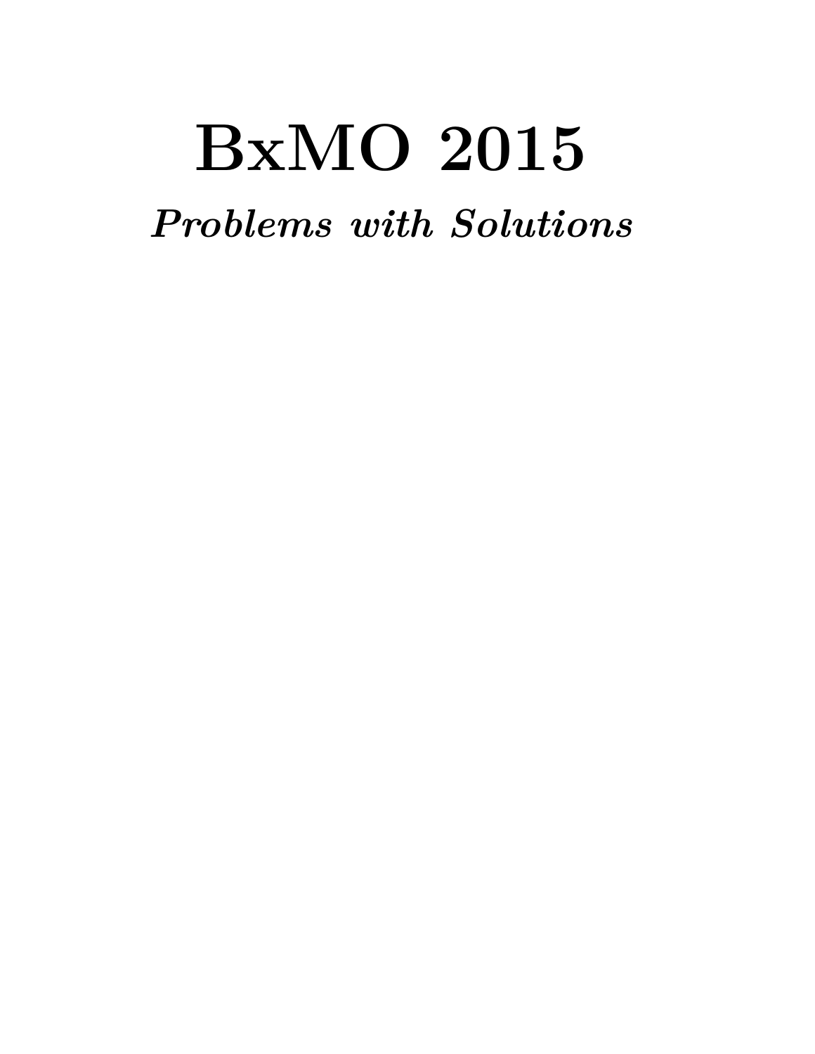# BxMO 2015

***Problems with Solutions***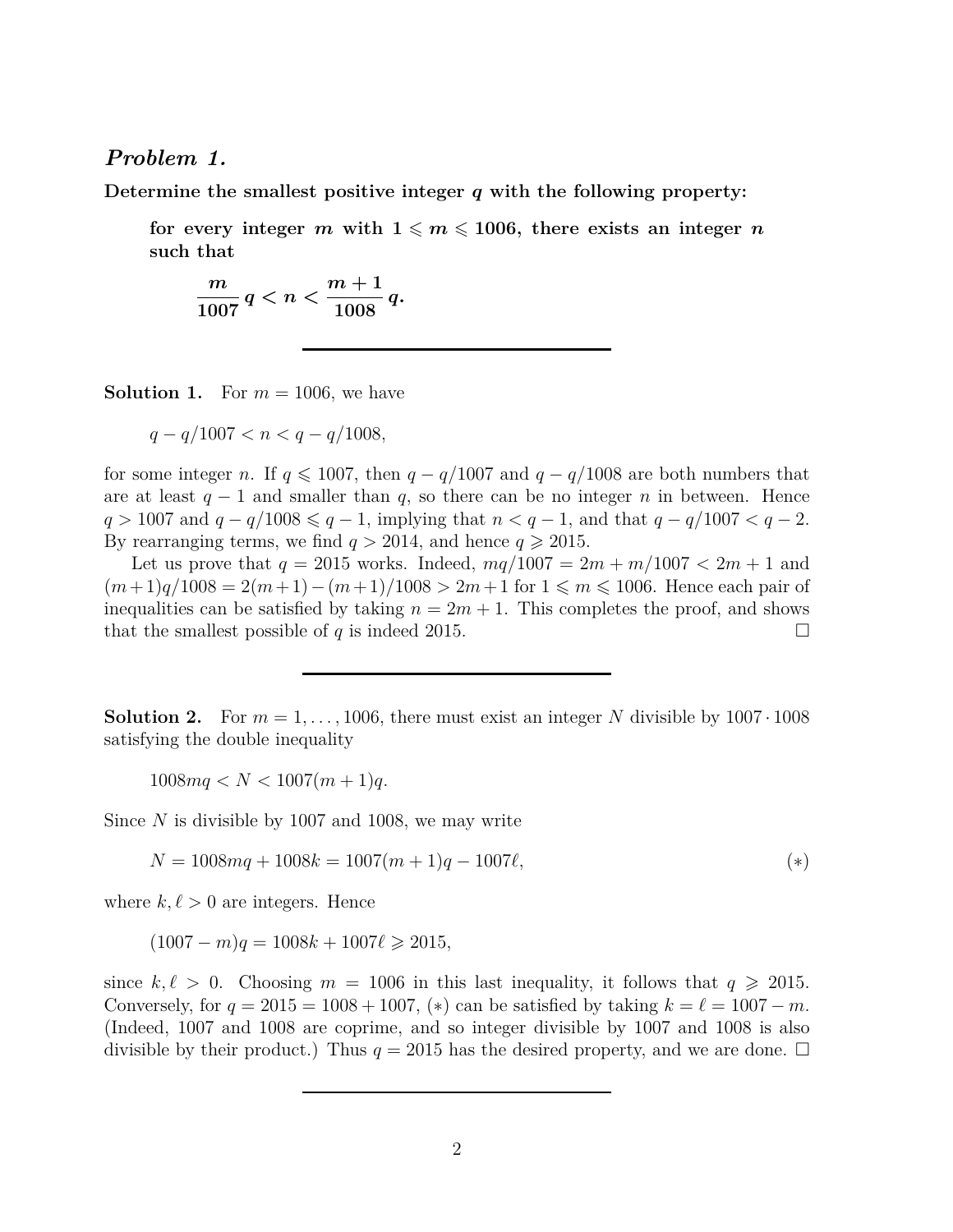### *Problem 1.*

**Determine the smallest positive integer $q$ with the following property:**

> **for every integer $m$ with $1 \leqslant m \leqslant 1006$, there exists an integer $n$ such that**
>
> $$\frac{m}{1007}\, q < n < \frac{m+1}{1008}\, q.$$

---

**Solution 1.** For $m = 1006$, we have

$$q - q/1007 < n < q - q/1008,$$

for some integer $n$. If $q \leqslant 1007$, then $q - q/1007$ and $q - q/1008$ are both numbers that are at least $q - 1$ and smaller than $q$, so there can be no integer $n$ in between. Hence $q > 1007$ and $q - q/1008 \leqslant q - 1$, implying that $n < q - 1$, and that $q - q/1007 < q - 2$. By rearranging terms, we find $q > 2014$, and hence $q \geqslant 2015$.

Let us prove that $q = 2015$ works. Indeed, $mq/1007 = 2m + m/1007 < 2m + 1$ and $(m+1)q/1008 = 2(m+1) - (m+1)/1008 > 2m+1$ for $1 \leqslant m \leqslant 1006$. Hence each pair of inequalities can be satisfied by taking $n = 2m + 1$. This completes the proof, and shows that the smallest possible of $q$ is indeed 2015. $\square$

---

**Solution 2.** For $m = 1, \ldots, 1006$, there must exist an integer $N$ divisible by $1007 \cdot 1008$ satisfying the double inequality

$$1008mq < N < 1007(m+1)q.$$

Since $N$ is divisible by 1007 and 1008, we may write

$$N = 1008mq + 1008k = 1007(m+1)q - 1007\ell, \qquad (*)$$

where $k, \ell > 0$ are integers. Hence

$$(1007 - m)q = 1008k + 1007\ell \geqslant 2015,$$

since $k, \ell > 0$. Choosing $m = 1006$ in this last inequality, it follows that $q \geqslant 2015$. Conversely, for $q = 2015 = 1008 + 1007$, $(*)$ can be satisfied by taking $k = \ell = 1007 - m$. (Indeed, 1007 and 1008 are coprime, and so integer divisible by 1007 and 1008 is also divisible by their product.) Thus $q = 2015$ has the desired property, and we are done. $\square$

---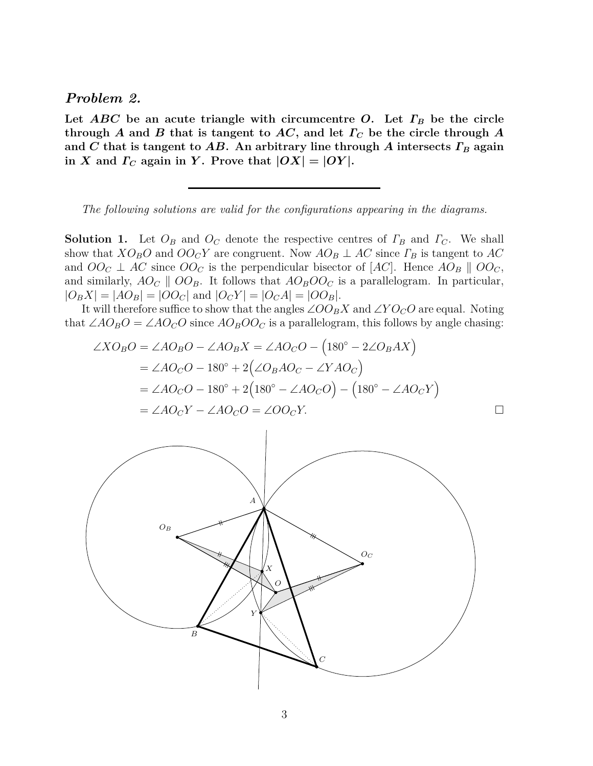## *Problem 2.*

**Let $ABC$ be an acute triangle with circumcentre $O$. Let $\Gamma_B$ be the circle through $A$ and $B$ that is tangent to $AC$, and let $\Gamma_C$ be the circle through $A$ and $C$ that is tangent to $AB$. An arbitrary line through $A$ intersects $\Gamma_B$ again in $X$ and $\Gamma_C$ again in $Y$. Prove that $|OX| = |OY|$.**

---

*The following solutions are valid for the configurations appearing in the diagrams.*

**Solution 1.** Let $O_B$ and $O_C$ denote the respective centres of $\Gamma_B$ and $\Gamma_C$. We shall show that $XO_BO$ and $OO_CY$ are congruent. Now $AO_B \perp AC$ since $\Gamma_B$ is tangent to $AC$ and $OO_C \perp AC$ since $OO_C$ is the perpendicular bisector of $[AC]$. Hence $AO_B \parallel OO_C$, and similarly, $AO_C \parallel OO_B$. It follows that $AO_BOO_C$ is a parallelogram. In particular, $|O_BX| = |AO_B| = |OO_C|$ and $|O_CY| = |O_CA| = |OO_B|$.

It will therefore suffice to show that the angles $\angle OO_BX$ and $\angle YO_CO$ are equal. Noting that $\angle AO_BO = \angle AO_CO$ since $AO_BOO_C$ is a parallelogram, this follows by angle chasing:

$$\begin{aligned}
\angle XO_BO &= \angle AO_BO - \angle AO_BX = \angle AO_CO - \left(180^\circ - 2\angle O_BAX\right) \\
&= \angle AO_CO - 180^\circ + 2\left(\angle O_BAO_C - \angle YAO_C\right) \\
&= \angle AO_CO - 180^\circ + 2\left(180^\circ - \angle AO_CO\right) - \left(180^\circ - \angle AO_CY\right) \\
&= \angle AO_CY - \angle AO_CO = \angle OO_CY.
\end{aligned}$$

$\square$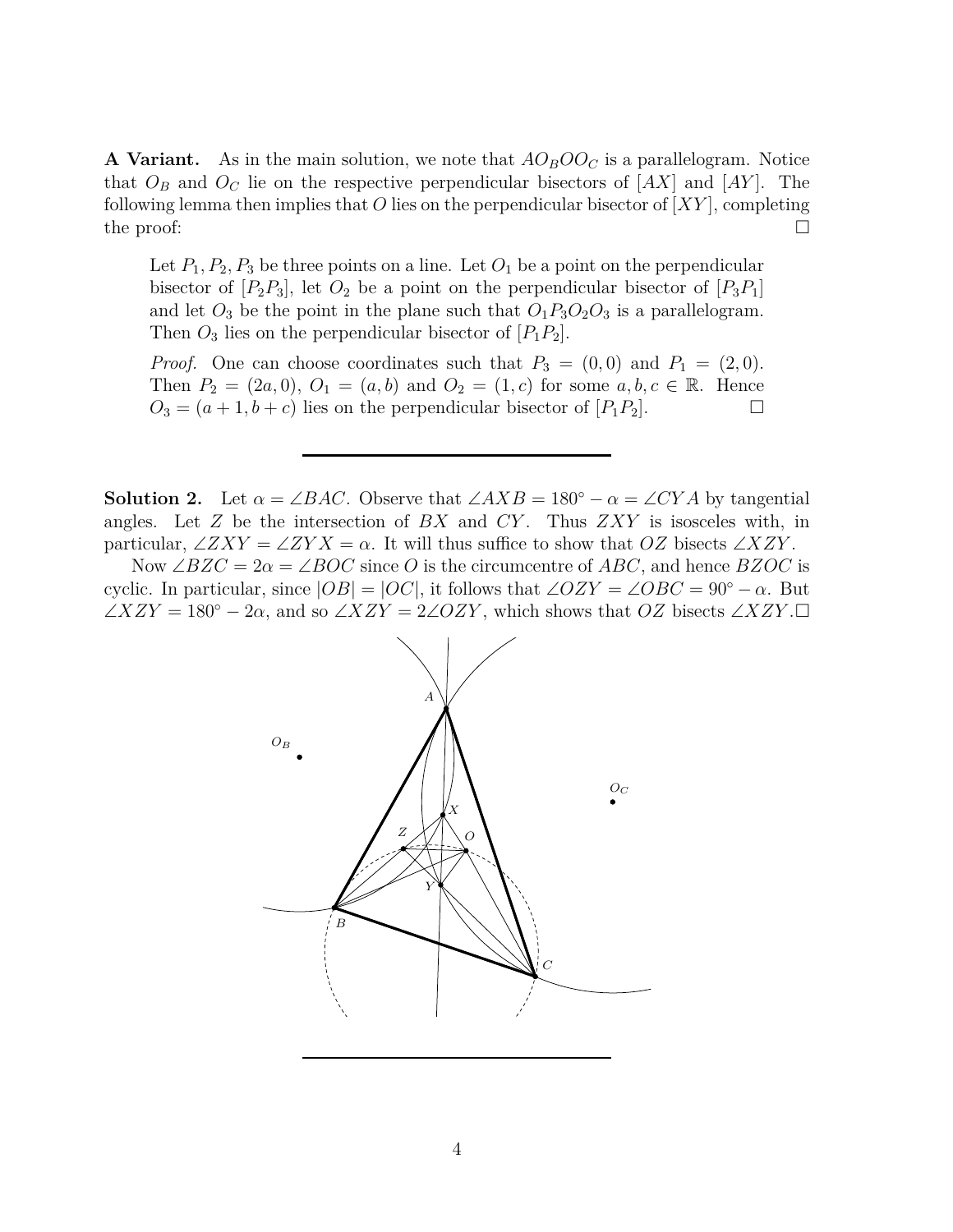**A Variant.** As in the main solution, we note that $AO_BOO_C$ is a parallelogram. Notice that $O_B$ and $O_C$ lie on the respective perpendicular bisectors of $[AX]$ and $[AY]$. The following lemma then implies that $O$ lies on the perpendicular bisector of $[XY]$, completing the proof: $\square$

> Let $P_1, P_2, P_3$ be three points on a line. Let $O_1$ be a point on the perpendicular bisector of $[P_2P_3]$, let $O_2$ be a point on the perpendicular bisector of $[P_3P_1]$ and let $O_3$ be the point in the plane such that $O_1P_3O_2O_3$ is a parallelogram. Then $O_3$ lies on the perpendicular bisector of $[P_1P_2]$.
>
> *Proof.* One can choose coordinates such that $P_3 = (0, 0)$ and $P_1 = (2, 0)$. Then $P_2 = (2a, 0)$, $O_1 = (a, b)$ and $O_2 = (1, c)$ for some $a, b, c \in \mathbb{R}$. Hence $O_3 = (a + 1, b + c)$ lies on the perpendicular bisector of $[P_1P_2]$. $\square$

---

**Solution 2.** Let $\alpha = \angle BAC$. Observe that $\angle AXB = 180^\circ - \alpha = \angle CYA$ by tangential angles. Let $Z$ be the intersection of $BX$ and $CY$. Thus $ZXY$ is isosceles with, in particular, $\angle ZXY = \angle ZYX = \alpha$. It will thus suffice to show that $OZ$ bisects $\angle XZY$.

Now $\angle BZC = 2\alpha = \angle BOC$ since $O$ is the circumcentre of $ABC$, and hence $BZOC$ is cyclic. In particular, since $|OB| = |OC|$, it follows that $\angle OZY = \angle OBC = 90^\circ - \alpha$. But $\angle XZY = 180^\circ - 2\alpha$, and so $\angle XZY = 2\angle OZY$, which shows that $OZ$ bisects $\angle XZY$. $\square$

---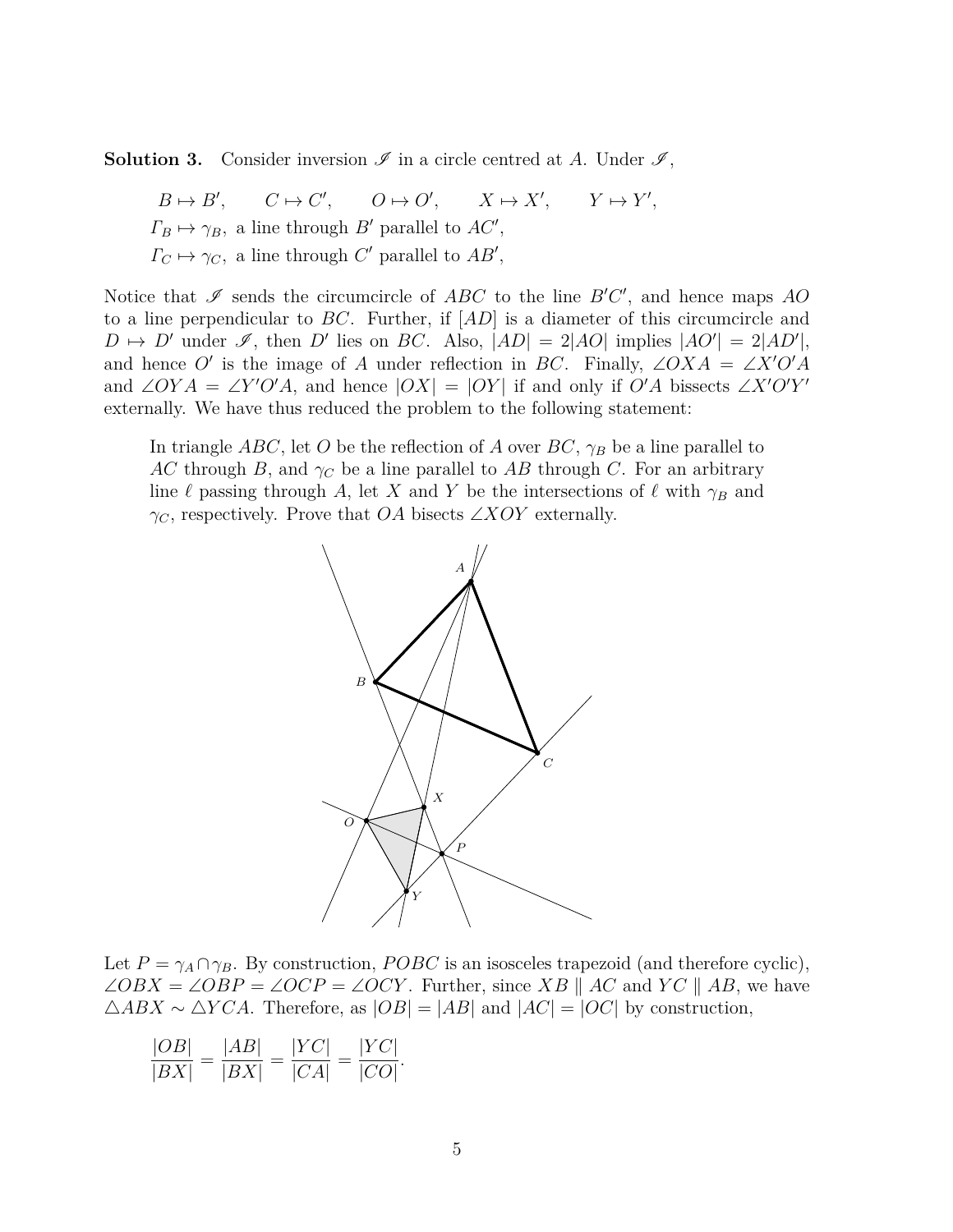**Solution 3.** Consider inversion $\mathscr{I}$ in a circle centred at $A$. Under $\mathscr{I}$,

$$B \mapsto B', \qquad C \mapsto C', \qquad O \mapsto O', \qquad X \mapsto X', \qquad Y \mapsto Y',$$

$\Gamma_B \mapsto \gamma_B$, a line through $B'$ parallel to $AC'$,

$\Gamma_C \mapsto \gamma_C$, a line through $C'$ parallel to $AB'$,

Notice that $\mathscr{I}$ sends the circumcircle of $ABC$ to the line $B'C'$, and hence maps $AO$ to a line perpendicular to $BC$. Further, if $[AD]$ is a diameter of this circumcircle and $D \mapsto D'$ under $\mathscr{I}$, then $D'$ lies on $BC$. Also, $|AD| = 2|AO|$ implies $|AO'| = 2|AD'|$, and hence $O'$ is the image of $A$ under reflection in $BC$. Finally, $\angle OXA = \angle X'O'A$ and $\angle OYA = \angle Y'O'A$, and hence $|OX| = |OY|$ if and only if $O'A$ bisects $\angle X'O'Y'$ externally. We have thus reduced the problem to the following statement:

> In triangle $ABC$, let $O$ be the reflection of $A$ over $BC$, $\gamma_B$ be a line parallel to $AC$ through $B$, and $\gamma_C$ be a line parallel to $AB$ through $C$. For an arbitrary line $\ell$ passing through $A$, let $X$ and $Y$ be the intersections of $\ell$ with $\gamma_B$ and $\gamma_C$, respectively. Prove that $OA$ bisects $\angle XOY$ externally.

Let $P = \gamma_A \cap \gamma_B$. By construction, $POBC$ is an isosceles trapezoid (and therefore cyclic), $\angle OBX = \angle OBP = \angle OCP = \angle OCY$. Further, since $XB \parallel AC$ and $YC \parallel AB$, we have $\triangle ABX \sim \triangle YCA$. Therefore, as $|OB| = |AB|$ and $|AC| = |OC|$ by construction,

$$\frac{|OB|}{|BX|} = \frac{|AB|}{|BX|} = \frac{|YC|}{|CA|} = \frac{|YC|}{|CO|}.$$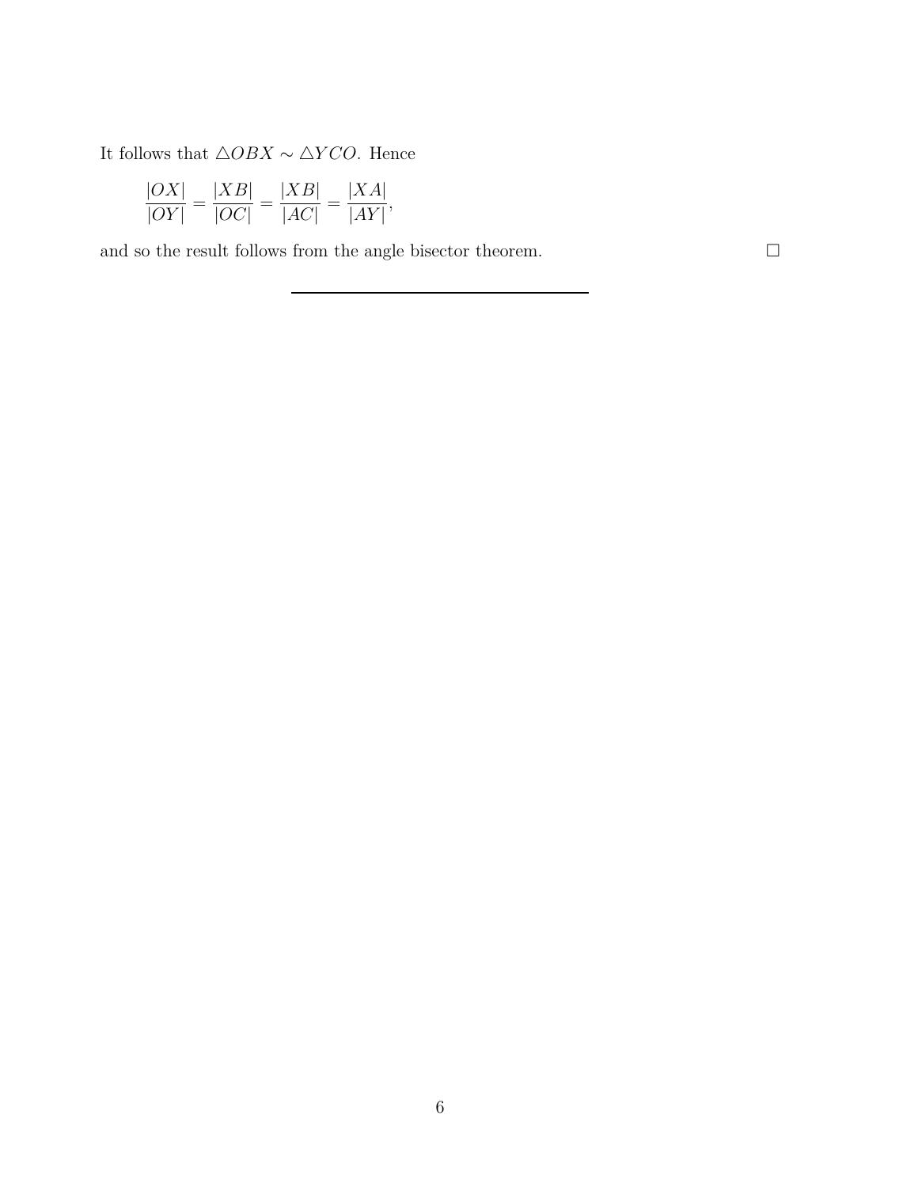It follows that $\triangle OBX \sim \triangle YCO$. Hence

$$\frac{|OX|}{|OY|} = \frac{|XB|}{|OC|} = \frac{|XB|}{|AC|} = \frac{|XA|}{|AY|},$$

and so the result follows from the angle bisector theorem. $\square$

---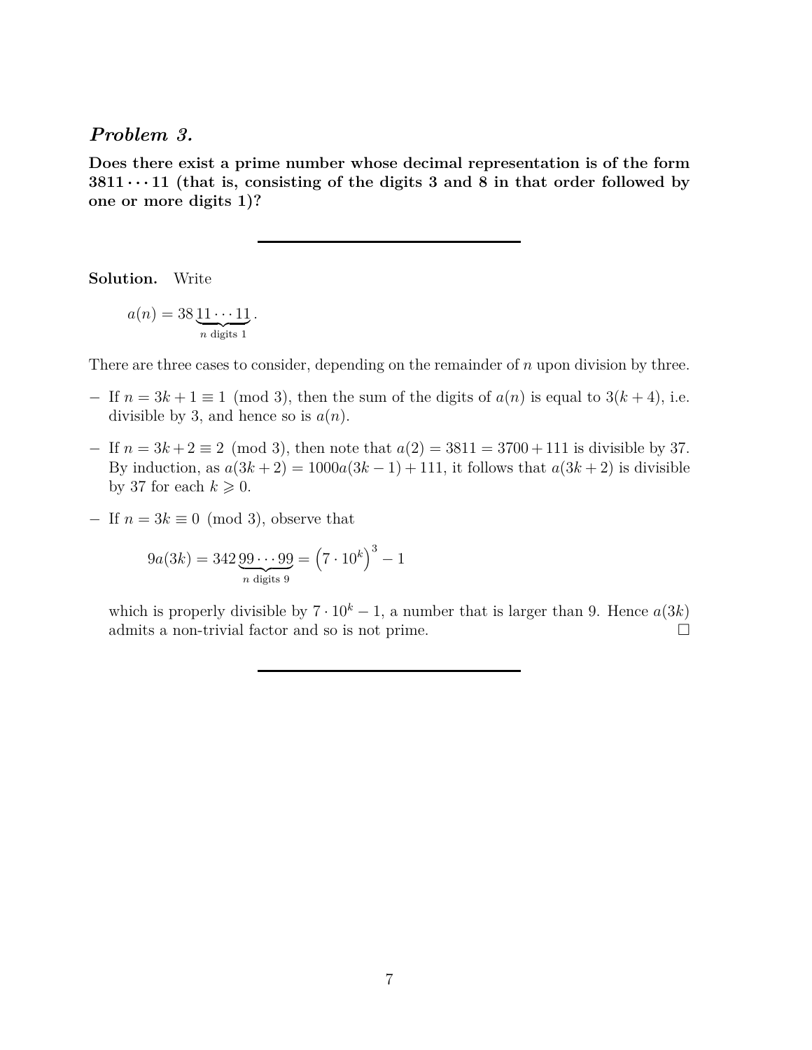## *Problem 3.*

**Does there exist a prime number whose decimal representation is of the form $3811 \cdots 11$ (that is, consisting of the digits 3 and 8 in that order followed by one or more digits 1)?**

---

**Solution.** Write

$$a(n) = 38\underbrace{11 \cdots 11}_{n \text{ digits } 1}.$$

There are three cases to consider, depending on the remainder of $n$ upon division by three.

- If $n = 3k + 1 \equiv 1 \pmod 3$, then the sum of the digits of $a(n)$ is equal to $3(k+4)$, i.e. divisible by 3, and hence so is $a(n)$.
- If $n = 3k + 2 \equiv 2 \pmod 3$, then note that $a(2) = 3811 = 3700 + 111$ is divisible by 37. By induction, as $a(3k+2) = 1000a(3k-1) + 111$, it follows that $a(3k+2)$ is divisible by 37 for each $k \geqslant 0$.
- If $n = 3k \equiv 0 \pmod 3$, observe that

  $$9a(3k) = 342\underbrace{99 \cdots 99}_{n \text{ digits } 9} = \left(7 \cdot 10^k\right)^3 - 1$$

  which is properly divisible by $7 \cdot 10^k - 1$, a number that is larger than 9. Hence $a(3k)$ admits a non-trivial factor and so is not prime. □

---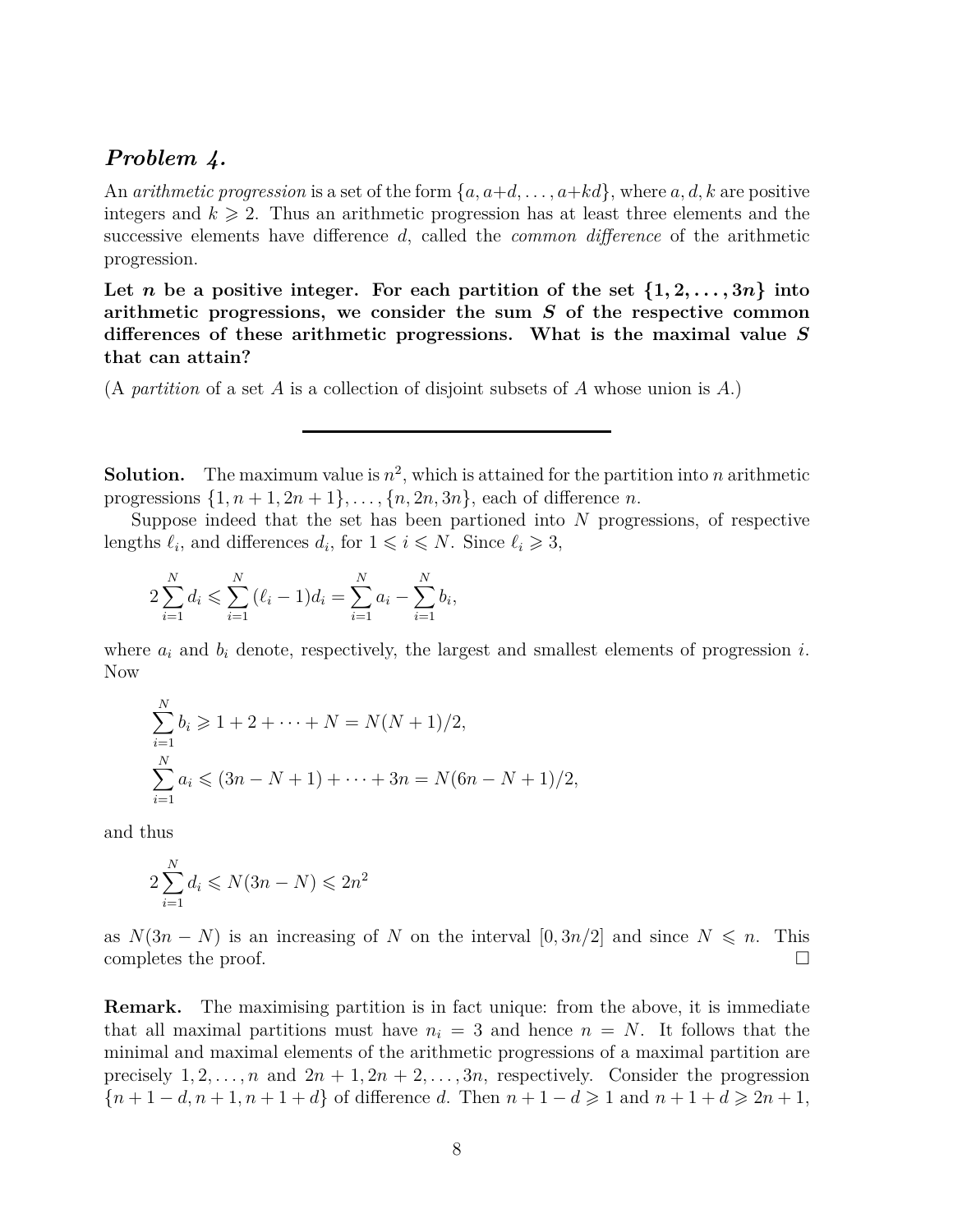## *Problem 4.*

An *arithmetic progression* is a set of the form $\{a, a+d, \ldots, a+kd\}$, where $a, d, k$ are positive integers and $k \geqslant 2$. Thus an arithmetic progression has at least three elements and the successive elements have difference $d$, called the *common difference* of the arithmetic progression.

**Let $n$ be a positive integer. For each partition of the set $\{1, 2, \ldots, 3n\}$ into arithmetic progressions, we consider the sum $S$ of the respective common differences of these arithmetic progressions. What is the maximal value $S$ that can attain?**

(A *partition* of a set $A$ is a collection of disjoint subsets of $A$ whose union is $A$.)

---

**Solution.** The maximum value is $n^2$, which is attained for the partition into $n$ arithmetic progressions $\{1, n+1, 2n+1\}, \ldots, \{n, 2n, 3n\}$, each of difference $n$.

Suppose indeed that the set has been partioned into $N$ progressions, of respective lengths $\ell_i$, and differences $d_i$, for $1 \leqslant i \leqslant N$. Since $\ell_i \geqslant 3$,

$$2\sum_{i=1}^{N} d_i \leqslant \sum_{i=1}^{N} (\ell_i - 1)d_i = \sum_{i=1}^{N} a_i - \sum_{i=1}^{N} b_i,$$

where $a_i$ and $b_i$ denote, respectively, the largest and smallest elements of progression $i$. Now

$$\sum_{i=1}^{N} b_i \geqslant 1 + 2 + \cdots + N = N(N+1)/2,$$

$$\sum_{i=1}^{N} a_i \leqslant (3n - N + 1) + \cdots + 3n = N(6n - N + 1)/2,$$

and thus

$$2\sum_{i=1}^{N} d_i \leqslant N(3n - N) \leqslant 2n^2$$

as $N(3n - N)$ is an increasing of $N$ on the interval $[0, 3n/2]$ and since $N \leqslant n$. This completes the proof. $\square$

**Remark.** The maximising partition is in fact unique: from the above, it is immediate that all maximal partitions must have $n_i = 3$ and hence $n = N$. It follows that the minimal and maximal elements of the arithmetic progressions of a maximal partition are precisely $1, 2, \ldots, n$ and $2n+1, 2n+2, \ldots, 3n$, respectively. Consider the progression $\{n+1-d, n+1, n+1+d\}$ of difference $d$. Then $n+1-d \geqslant 1$ and $n+1+d \geqslant 2n+1$,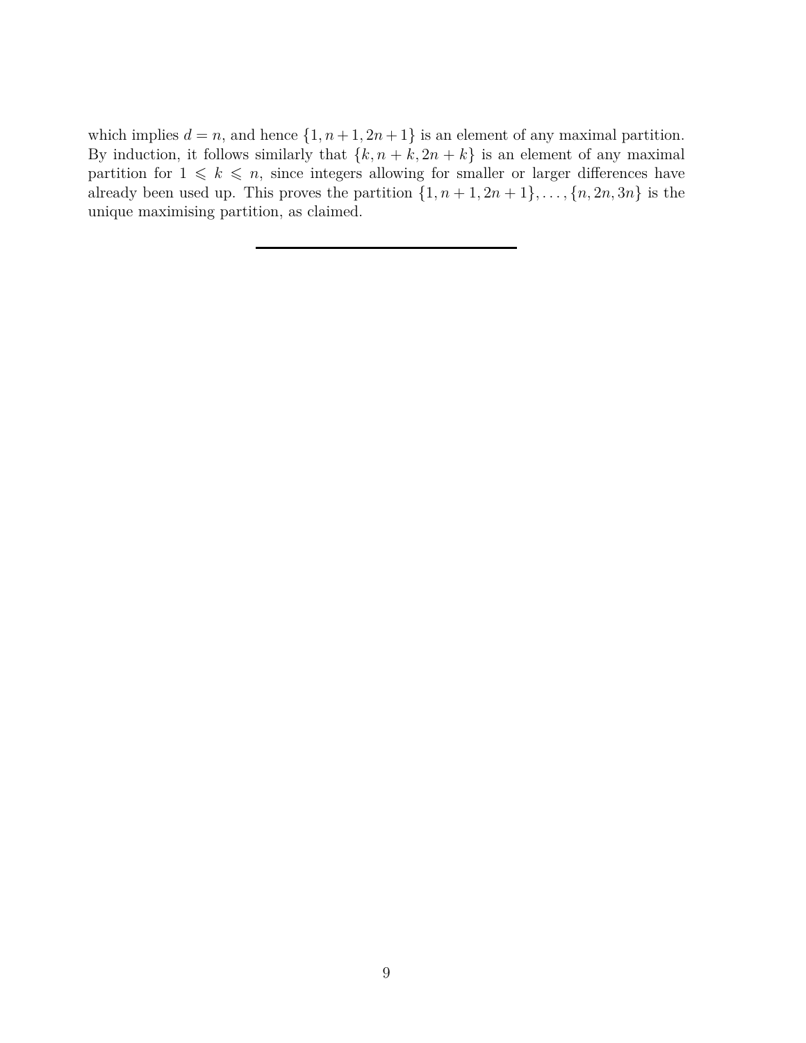which implies $d = n$, and hence $\{1, n+1, 2n+1\}$ is an element of any maximal partition. By induction, it follows similarly that $\{k, n+k, 2n+k\}$ is an element of any maximal partition for $1 \leqslant k \leqslant n$, since integers allowing for smaller or larger differences have already been used up. This proves the partition $\{1, n+1, 2n+1\}, \ldots, \{n, 2n, 3n\}$ is the unique maximising partition, as claimed.

---